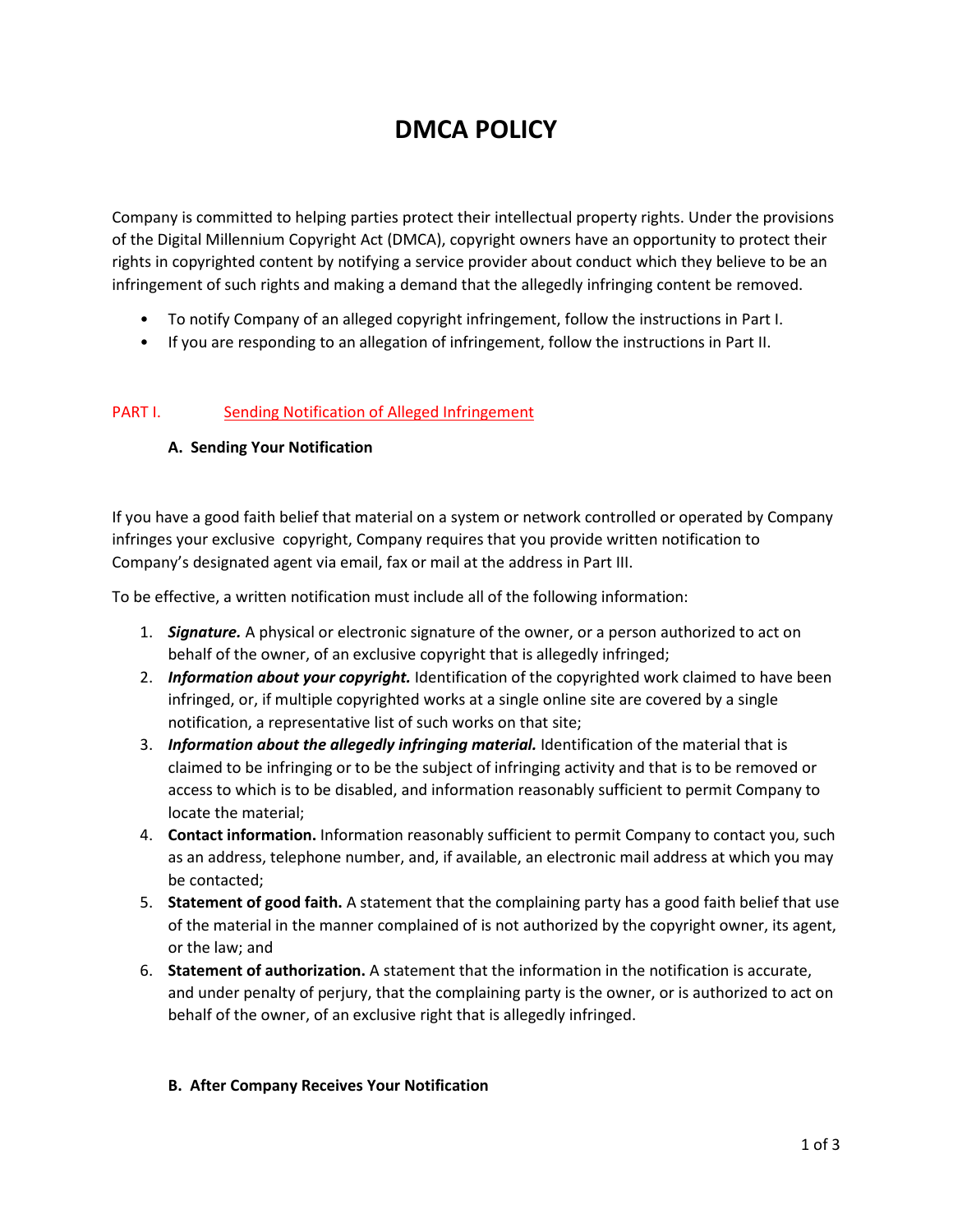# DMCA POLICY

Company is committed to helping parties protect their intellectual property rights. Under the provisions of the Digital Millennium Copyright Act (DMCA), copyright owners have an opportunity to protect their rights in copyrighted content by notifying a service provider about conduct which they believe to be an infringement of such rights and making a demand that the allegedly infringing content be removed.

- To notify Company of an alleged copyright infringement, follow the instructions in Part I.
- If you are responding to an allegation of infringement, follow the instructions in Part II.

## PART I. Sending Notification of Alleged Infringement

### A. Sending Your Notification

If you have a good faith belief that material on a system or network controlled or operated by Company infringes your exclusive copyright, Company requires that you provide written notification to Company's designated agent via email, fax or mail at the address in Part III.

To be effective, a written notification must include all of the following information:

1. ***Signature.*** A physical or electronic signature of the owner, or a person authorized to act on behalf of the owner, of an exclusive copyright that is allegedly infringed;
2. ***Information about your copyright.*** Identification of the copyrighted work claimed to have been infringed, or, if multiple copyrighted works at a single online site are covered by a single notification, a representative list of such works on that site;
3. ***Information about the allegedly infringing material.*** Identification of the material that is claimed to be infringing or to be the subject of infringing activity and that is to be removed or access to which is to be disabled, and information reasonably sufficient to permit Company to locate the material;
4. **Contact information.** Information reasonably sufficient to permit Company to contact you, such as an address, telephone number, and, if available, an electronic mail address at which you may be contacted;
5. **Statement of good faith.** A statement that the complaining party has a good faith belief that use of the material in the manner complained of is not authorized by the copyright owner, its agent, or the law; and
6. **Statement of authorization.** A statement that the information in the notification is accurate, and under penalty of perjury, that the complaining party is the owner, or is authorized to act on behalf of the owner, of an exclusive right that is allegedly infringed.

### B. After Company Receives Your Notification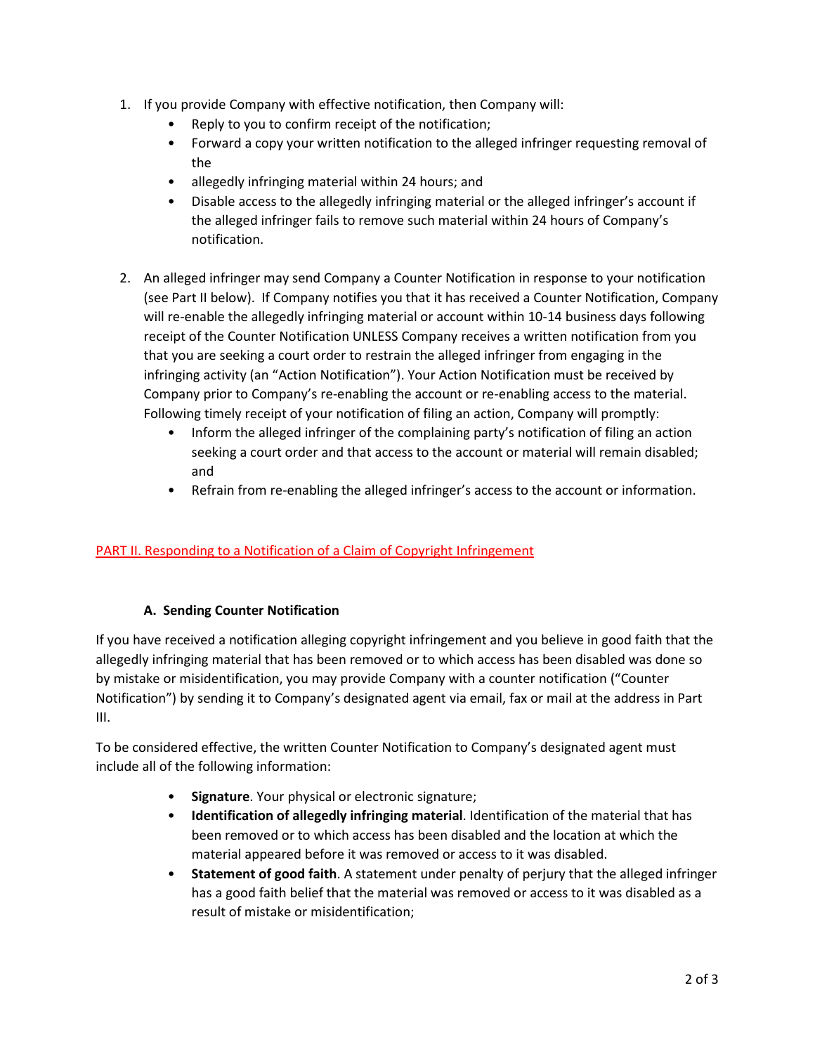1. If you provide Company with effective notification, then Company will:
    - Reply to you to confirm receipt of the notification;
    - Forward a copy your written notification to the alleged infringer requesting removal of the
    - allegedly infringing material within 24 hours; and
    - Disable access to the allegedly infringing material or the alleged infringer's account if the alleged infringer fails to remove such material within 24 hours of Company's notification.

2. An alleged infringer may send Company a Counter Notification in response to your notification (see Part II below). If Company notifies you that it has received a Counter Notification, Company will re-enable the allegedly infringing material or account within 10-14 business days following receipt of the Counter Notification UNLESS Company receives a written notification from you that you are seeking a court order to restrain the alleged infringer from engaging in the infringing activity (an "Action Notification"). Your Action Notification must be received by Company prior to Company's re-enabling the account or re-enabling access to the material. Following timely receipt of your notification of filing an action, Company will promptly:
    - Inform the alleged infringer of the complaining party's notification of filing an action seeking a court order and that access to the account or material will remain disabled; and
    - Refrain from re-enabling the alleged infringer's access to the account or information.

## PART II. Responding to a Notification of a Claim of Copyright Infringement

### A. Sending Counter Notification

If you have received a notification alleging copyright infringement and you believe in good faith that the allegedly infringing material that has been removed or to which access has been disabled was done so by mistake or misidentification, you may provide Company with a counter notification ("Counter Notification") by sending it to Company's designated agent via email, fax or mail at the address in Part III.

To be considered effective, the written Counter Notification to Company's designated agent must include all of the following information:

- **Signature**. Your physical or electronic signature;
- **Identification of allegedly infringing material**. Identification of the material that has been removed or to which access has been disabled and the location at which the material appeared before it was removed or access to it was disabled.
- **Statement of good faith**. A statement under penalty of perjury that the alleged infringer has a good faith belief that the material was removed or access to it was disabled as a result of mistake or misidentification;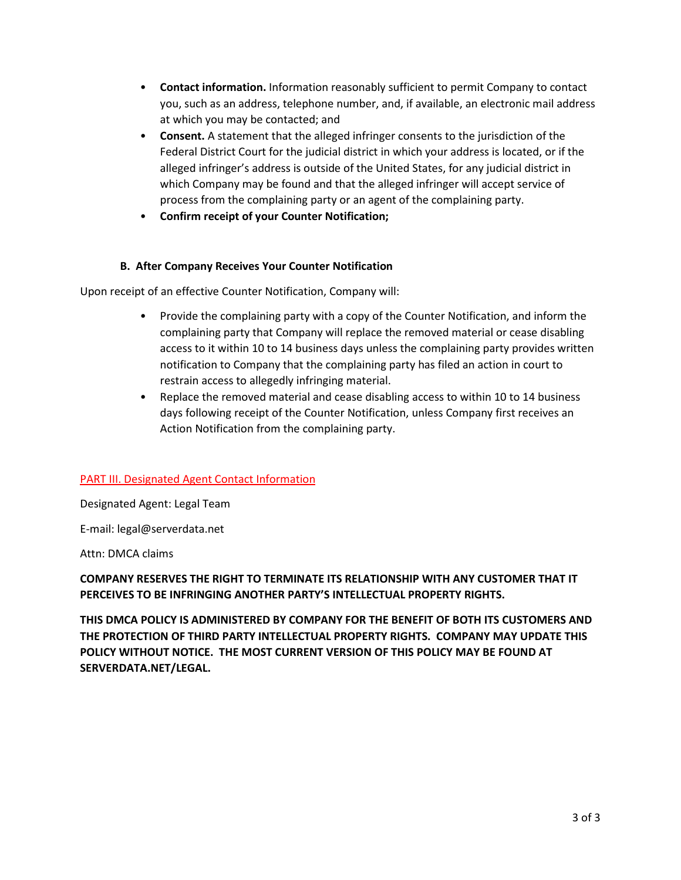- **Contact information.** Information reasonably sufficient to permit Company to contact you, such as an address, telephone number, and, if available, an electronic mail address at which you may be contacted; and
- **Consent.** A statement that the alleged infringer consents to the jurisdiction of the Federal District Court for the judicial district in which your address is located, or if the alleged infringer's address is outside of the United States, for any judicial district in which Company may be found and that the alleged infringer will accept service of process from the complaining party or an agent of the complaining party.
- **Confirm receipt of your Counter Notification;**

### B. After Company Receives Your Counter Notification

Upon receipt of an effective Counter Notification, Company will:

- Provide the complaining party with a copy of the Counter Notification, and inform the complaining party that Company will replace the removed material or cease disabling access to it within 10 to 14 business days unless the complaining party provides written notification to Company that the complaining party has filed an action in court to restrain access to allegedly infringing material.
- Replace the removed material and cease disabling access to within 10 to 14 business days following receipt of the Counter Notification, unless Company first receives an Action Notification from the complaining party.

## PART III. Designated Agent Contact Information

Designated Agent: Legal Team

E-mail: legal@serverdata.net

Attn: DMCA claims

**COMPANY RESERVES THE RIGHT TO TERMINATE ITS RELATIONSHIP WITH ANY CUSTOMER THAT IT PERCEIVES TO BE INFRINGING ANOTHER PARTY'S INTELLECTUAL PROPERTY RIGHTS.**

**THIS DMCA POLICY IS ADMINISTERED BY COMPANY FOR THE BENEFIT OF BOTH ITS CUSTOMERS AND THE PROTECTION OF THIRD PARTY INTELLECTUAL PROPERTY RIGHTS. COMPANY MAY UPDATE THIS POLICY WITHOUT NOTICE. THE MOST CURRENT VERSION OF THIS POLICY MAY BE FOUND AT SERVERDATA.NET/LEGAL.**